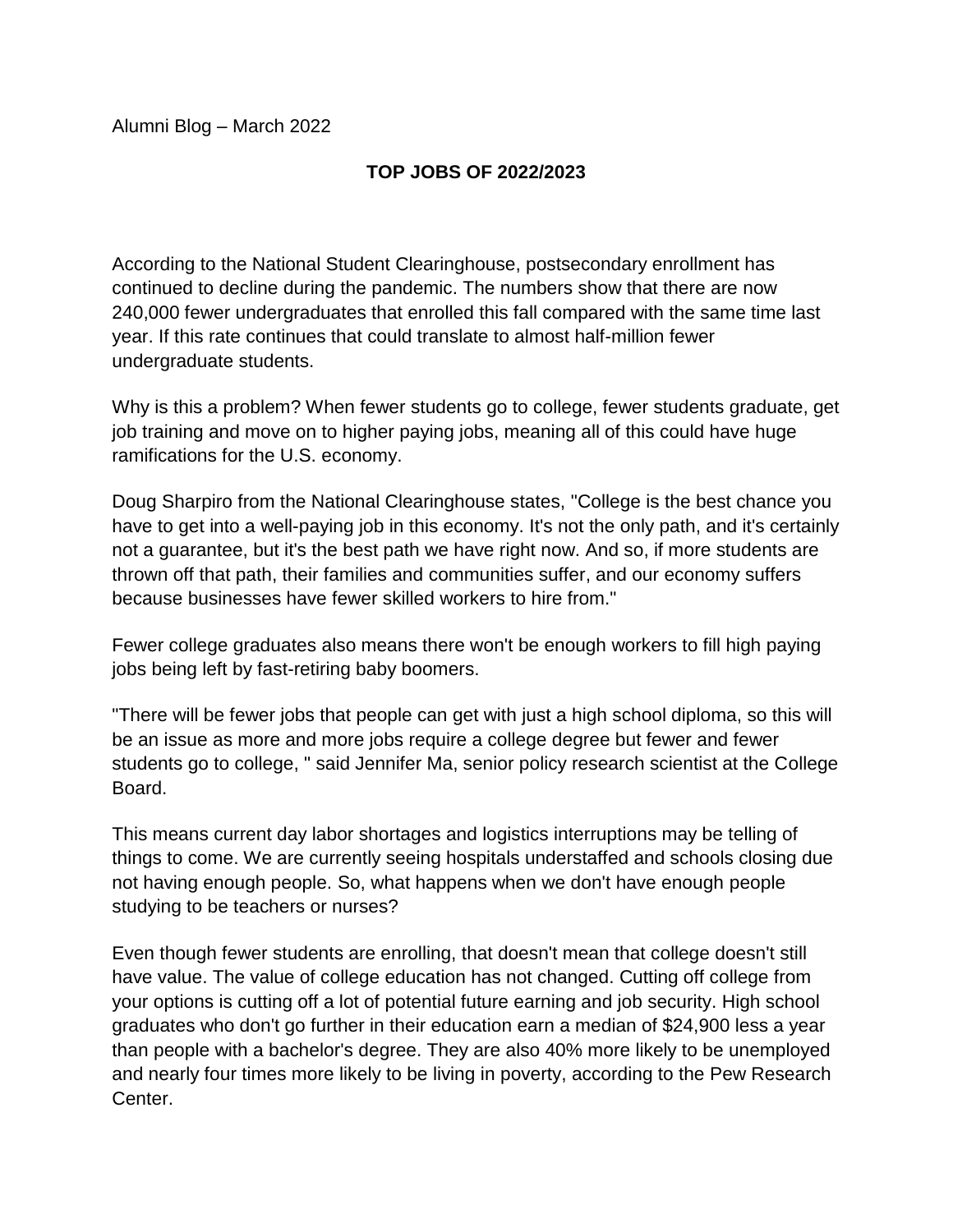Alumni Blog – March 2022

# TOP JOBS OF 2022/2023

According to the National Student Clearinghouse, postsecondary enrollment has continued to decline during the pandemic. The numbers show that there are now 240,000 fewer undergraduates that enrolled this fall compared with the same time last year. If this rate continues that could translate to almost half-million fewer undergraduate students.

Why is this a problem? When fewer students go to college, fewer students graduate, get job training and move on to higher paying jobs, meaning all of this could have huge ramifications for the U.S. economy.

Doug Sharpiro from the National Clearinghouse states, "College is the best chance you have to get into a well-paying job in this economy. It's not the only path, and it's certainly not a guarantee, but it's the best path we have right now. And so, if more students are thrown off that path, their families and communities suffer, and our economy suffers because businesses have fewer skilled workers to hire from."

Fewer college graduates also means there won't be enough workers to fill high paying jobs being left by fast-retiring baby boomers.

"There will be fewer jobs that people can get with just a high school diploma, so this will be an issue as more and more jobs require a college degree but fewer and fewer students go to college, " said Jennifer Ma, senior policy research scientist at the College Board.

This means current day labor shortages and logistics interruptions may be telling of things to come. We are currently seeing hospitals understaffed and schools closing due not having enough people. So, what happens when we don't have enough people studying to be teachers or nurses?

Even though fewer students are enrolling, that doesn't mean that college doesn't still have value. The value of college education has not changed. Cutting off college from your options is cutting off a lot of potential future earning and job security. High school graduates who don't go further in their education earn a median of $24,900 less a year than people with a bachelor's degree. They are also 40% more likely to be unemployed and nearly four times more likely to be living in poverty, according to the Pew Research Center.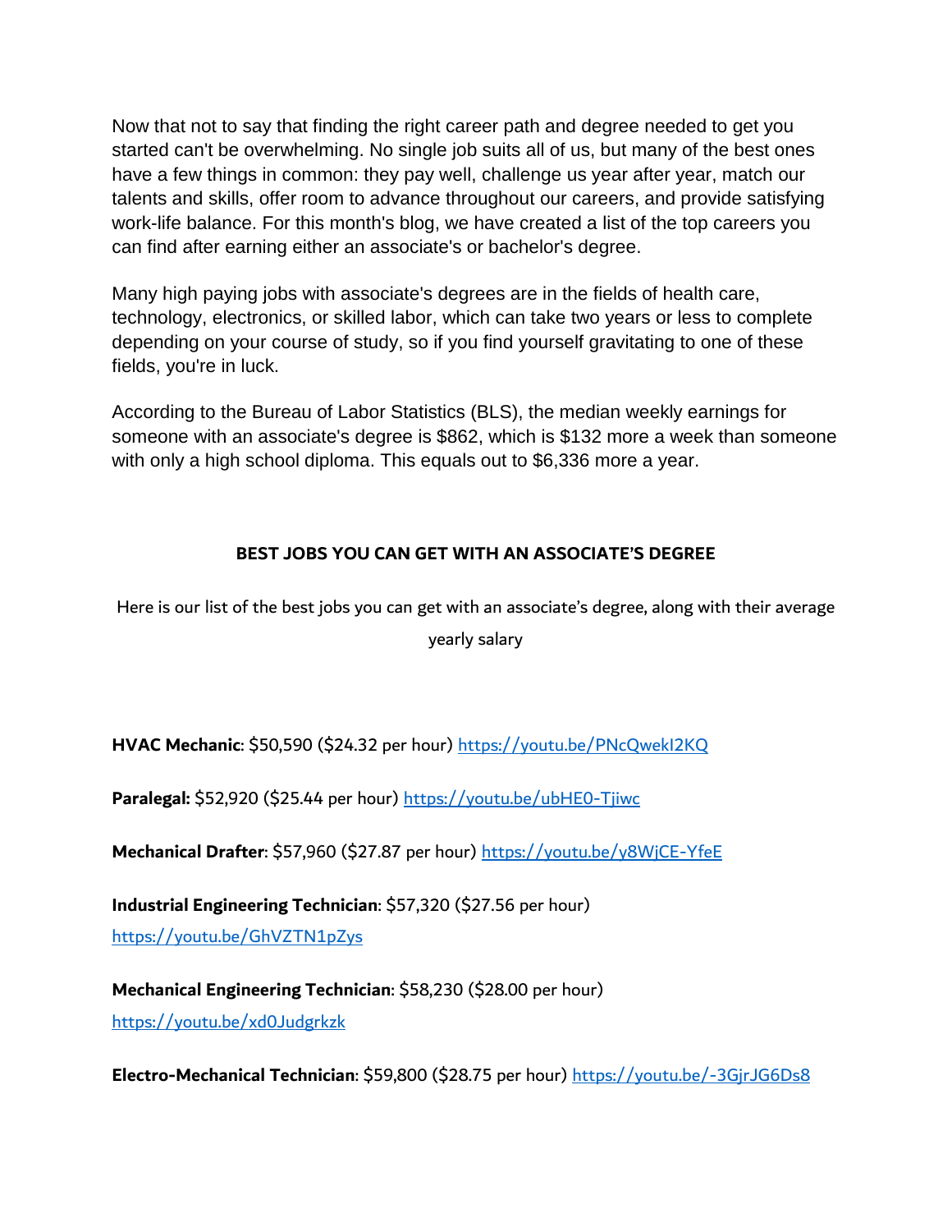Now that not to say that finding the right career path and degree needed to get you started can't be overwhelming. No single job suits all of us, but many of the best ones have a few things in common: they pay well, challenge us year after year, match our talents and skills, offer room to advance throughout our careers, and provide satisfying work-life balance. For this month's blog, we have created a list of the top careers you can find after earning either an associate's or bachelor's degree.

Many high paying jobs with associate's degrees are in the fields of health care, technology, electronics, or skilled labor, which can take two years or less to complete depending on your course of study, so if you find yourself gravitating to one of these fields, you're in luck.

According to the Bureau of Labor Statistics (BLS), the median weekly earnings for someone with an associate's degree is $862, which is $132 more a week than someone with only a high school diploma. This equals out to $6,336 more a year.

## BEST JOBS YOU CAN GET WITH AN ASSOCIATE'S DEGREE

Here is our list of the best jobs you can get with an associate's degree, along with their average yearly salary

**HVAC Mechanic**: $50,590 ($24.32 per hour) https://youtu.be/PNcQwekI2KQ

**Paralegal:** $52,920 ($25.44 per hour) https://youtu.be/ubHE0-Tjiwc

**Mechanical Drafter**: $57,960 ($27.87 per hour) https://youtu.be/y8WjCE-YfeE

**Industrial Engineering Technician**: $57,320 ($27.56 per hour) https://youtu.be/GhVZTN1pZys

**Mechanical Engineering Technician**: $58,230 ($28.00 per hour) https://youtu.be/xd0Judgrkzk

**Electro-Mechanical Technician**: $59,800 ($28.75 per hour) https://youtu.be/-3GjrJG6Ds8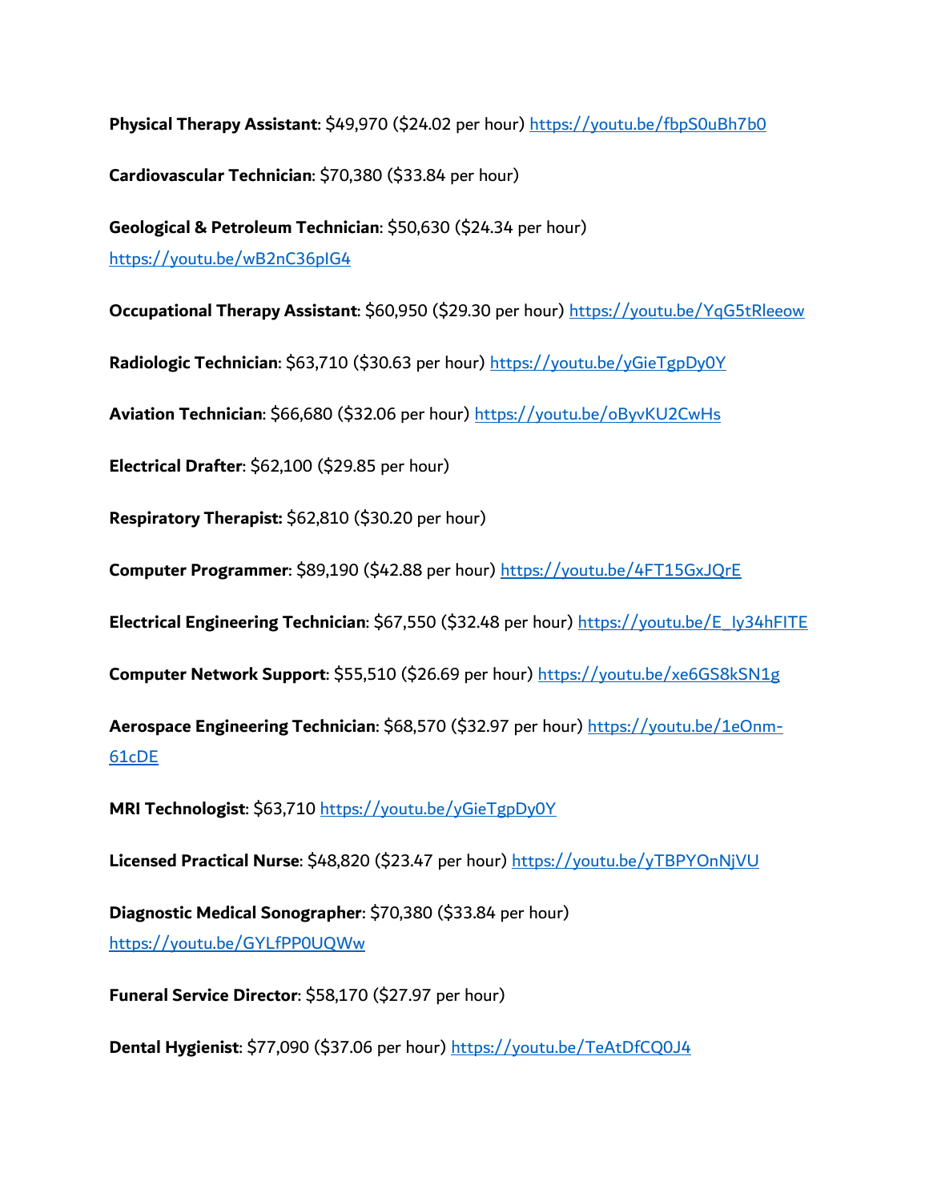**Physical Therapy Assistant**: $49,970 ($24.02 per hour) https://youtu.be/fbpS0uBh7b0

**Cardiovascular Technician**: $70,380 ($33.84 per hour)

**Geological & Petroleum Technician**: $50,630 ($24.34 per hour) https://youtu.be/wB2nC36pIG4

**Occupational Therapy Assistant**: $60,950 ($29.30 per hour) https://youtu.be/YqG5tRleeow

**Radiologic Technician**: $63,710 ($30.63 per hour) https://youtu.be/yGieTgpDy0Y

**Aviation Technician**: $66,680 ($32.06 per hour) https://youtu.be/oByvKU2CwHs

**Electrical Drafter**: $62,100 ($29.85 per hour)

**Respiratory Therapist:** $62,810 ($30.20 per hour)

**Computer Programmer**: $89,190 ($42.88 per hour) https://youtu.be/4FT15GxJQrE

**Electrical Engineering Technician**: $67,550 ($32.48 per hour) https://youtu.be/E_Iy34hFITE

**Computer Network Support**: $55,510 ($26.69 per hour) https://youtu.be/xe6GS8kSN1g

**Aerospace Engineering Technician**: $68,570 ($32.97 per hour) https://youtu.be/1eOnm-61cDE

**MRI Technologist**: $63,710 https://youtu.be/yGieTgpDy0Y

**Licensed Practical Nurse**: $48,820 ($23.47 per hour) https://youtu.be/yTBPYOnNjVU

**Diagnostic Medical Sonographer**: $70,380 ($33.84 per hour) https://youtu.be/GYLfPP0UQWw

**Funeral Service Director**: $58,170 ($27.97 per hour)

**Dental Hygienist**: $77,090 ($37.06 per hour) https://youtu.be/TeAtDfCQ0J4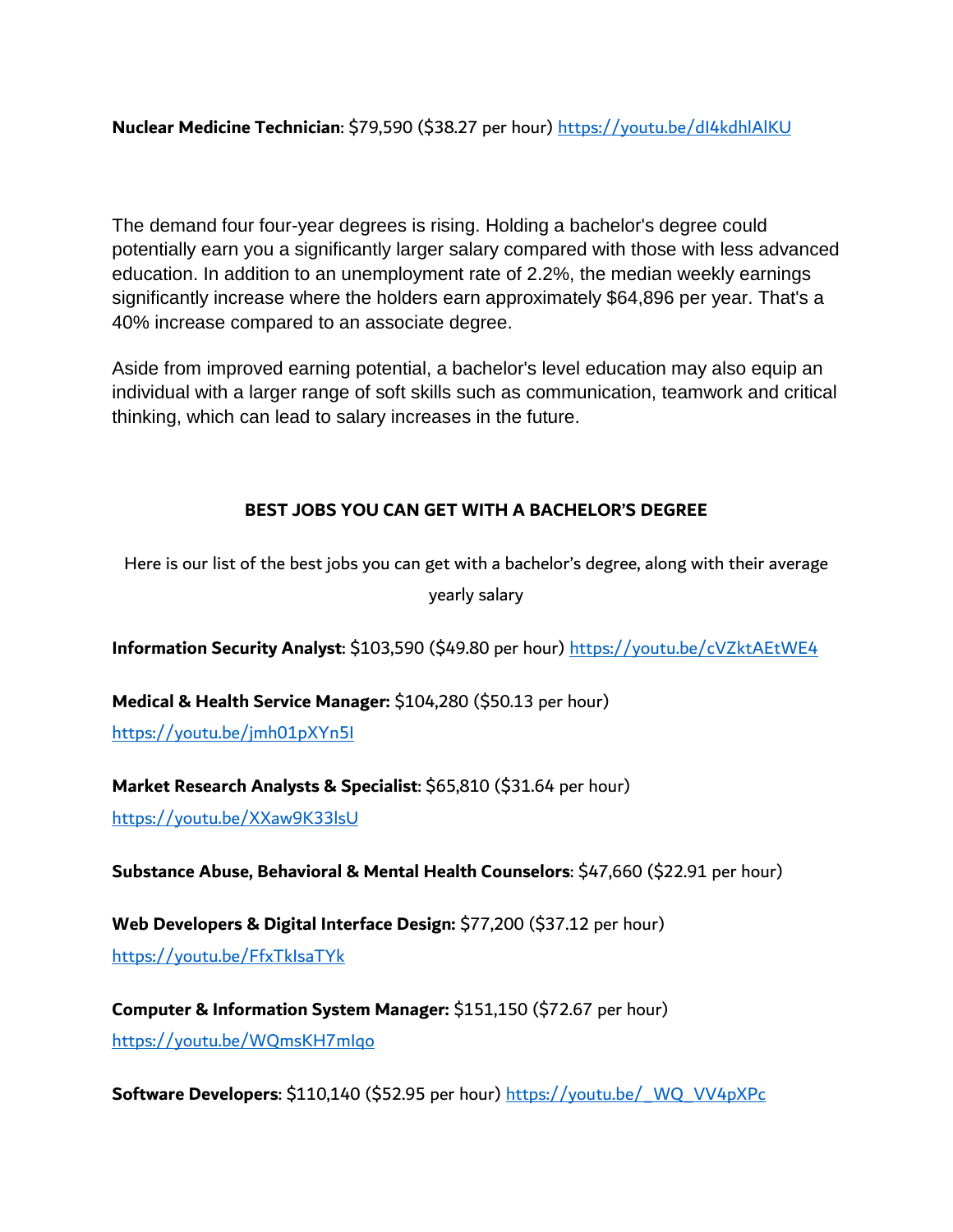**Nuclear Medicine Technician**: $79,590 ($38.27 per hour) https://youtu.be/dI4kdhlAlKU

The demand four four-year degrees is rising. Holding a bachelor's degree could potentially earn you a significantly larger salary compared with those with less advanced education. In addition to an unemployment rate of 2.2%, the median weekly earnings significantly increase where the holders earn approximately $64,896 per year. That's a 40% increase compared to an associate degree.

Aside from improved earning potential, a bachelor's level education may also equip an individual with a larger range of soft skills such as communication, teamwork and critical thinking, which can lead to salary increases in the future.

## BEST JOBS YOU CAN GET WITH A BACHELOR'S DEGREE

Here is our list of the best jobs you can get with a bachelor's degree, along with their average yearly salary

**Information Security Analyst**: $103,590 ($49.80 per hour) https://youtu.be/cVZktAEtWE4

**Medical & Health Service Manager:** $104,280 ($50.13 per hour) https://youtu.be/jmh01pXYn5I

**Market Research Analysts & Specialist**: $65,810 ($31.64 per hour) https://youtu.be/XXaw9K33lsU

**Substance Abuse, Behavioral & Mental Health Counselors**: $47,660 ($22.91 per hour)

**Web Developers & Digital Interface Design:** $77,200 ($37.12 per hour) https://youtu.be/FfxTkIsaTYk

**Computer & Information System Manager:** $151,150 ($72.67 per hour) https://youtu.be/WQmsKH7mlqo

**Software Developers**: $110,140 ($52.95 per hour) https://youtu.be/_WQ_VV4pXPc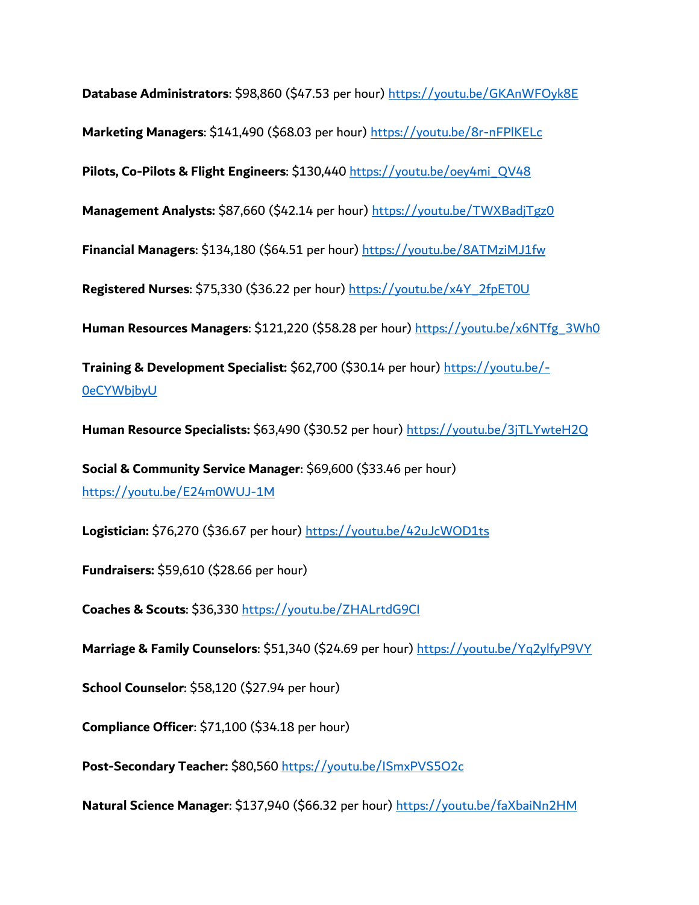**Database Administrators**: $98,860 ($47.53 per hour) https://youtu.be/GKAnWFOyk8E

**Marketing Managers**: $141,490 ($68.03 per hour) https://youtu.be/8r-nFPlKELc

**Pilots, Co-Pilots & Flight Engineers**: $130,440 https://youtu.be/oey4mi_QV48

**Management Analysts:** $87,660 ($42.14 per hour) https://youtu.be/TWXBadjTgz0

**Financial Managers**: $134,180 ($64.51 per hour) https://youtu.be/8ATMziMJ1fw

**Registered Nurses**: $75,330 ($36.22 per hour) https://youtu.be/x4Y_2fpET0U

**Human Resources Managers**: $121,220 ($58.28 per hour) https://youtu.be/x6NTfg_3Wh0

**Training & Development Specialist:** $62,700 ($30.14 per hour) https://youtu.be/-0eCYWbjbyU

**Human Resource Specialists:** $63,490 ($30.52 per hour) https://youtu.be/3jTLYwteH2Q

**Social & Community Service Manager**: $69,600 ($33.46 per hour) https://youtu.be/E24m0WUJ-1M

**Logistician:** $76,270 ($36.67 per hour) https://youtu.be/42uJcWOD1ts

**Fundraisers:** $59,610 ($28.66 per hour)

**Coaches & Scouts**: $36,330 https://youtu.be/ZHALrtdG9CI

**Marriage & Family Counselors**: $51,340 ($24.69 per hour) https://youtu.be/Yq2ylfyP9VY

**School Counselor**: $58,120 ($27.94 per hour)

**Compliance Officer**: $71,100 ($34.18 per hour)

**Post-Secondary Teacher:** $80,560 https://youtu.be/ISmxPVS5O2c

**Natural Science Manager**: $137,940 ($66.32 per hour) https://youtu.be/faXbaiNn2HM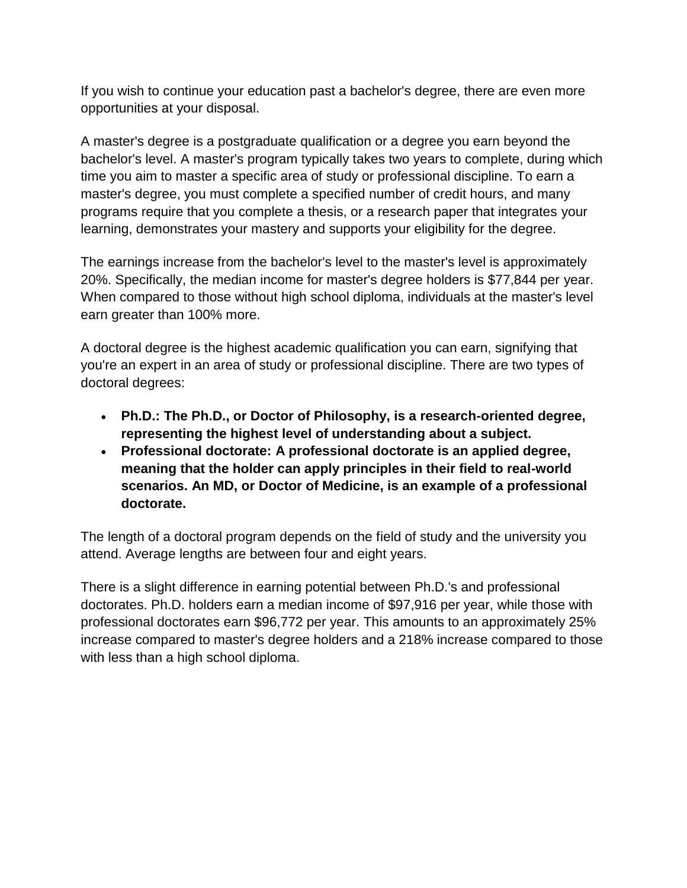If you wish to continue your education past a bachelor's degree, there are even more opportunities at your disposal.

A master's degree is a postgraduate qualification or a degree you earn beyond the bachelor's level. A master's program typically takes two years to complete, during which time you aim to master a specific area of study or professional discipline. To earn a master's degree, you must complete a specified number of credit hours, and many programs require that you complete a thesis, or a research paper that integrates your learning, demonstrates your mastery and supports your eligibility for the degree.

The earnings increase from the bachelor's level to the master's level is approximately 20%. Specifically, the median income for master's degree holders is $77,844 per year. When compared to those without high school diploma, individuals at the master's level earn greater than 100% more.

A doctoral degree is the highest academic qualification you can earn, signifying that you're an expert in an area of study or professional discipline. There are two types of doctoral degrees:

- **Ph.D.: The Ph.D., or Doctor of Philosophy, is a research-oriented degree, representing the highest level of understanding about a subject.**
- **Professional doctorate: A professional doctorate is an applied degree, meaning that the holder can apply principles in their field to real-world scenarios. An MD, or Doctor of Medicine, is an example of a professional doctorate.**

The length of a doctoral program depends on the field of study and the university you attend. Average lengths are between four and eight years.

There is a slight difference in earning potential between Ph.D.'s and professional doctorates. Ph.D. holders earn a median income of $97,916 per year, while those with professional doctorates earn $96,772 per year. This amounts to an approximately 25% increase compared to master's degree holders and a 218% increase compared to those with less than a high school diploma.